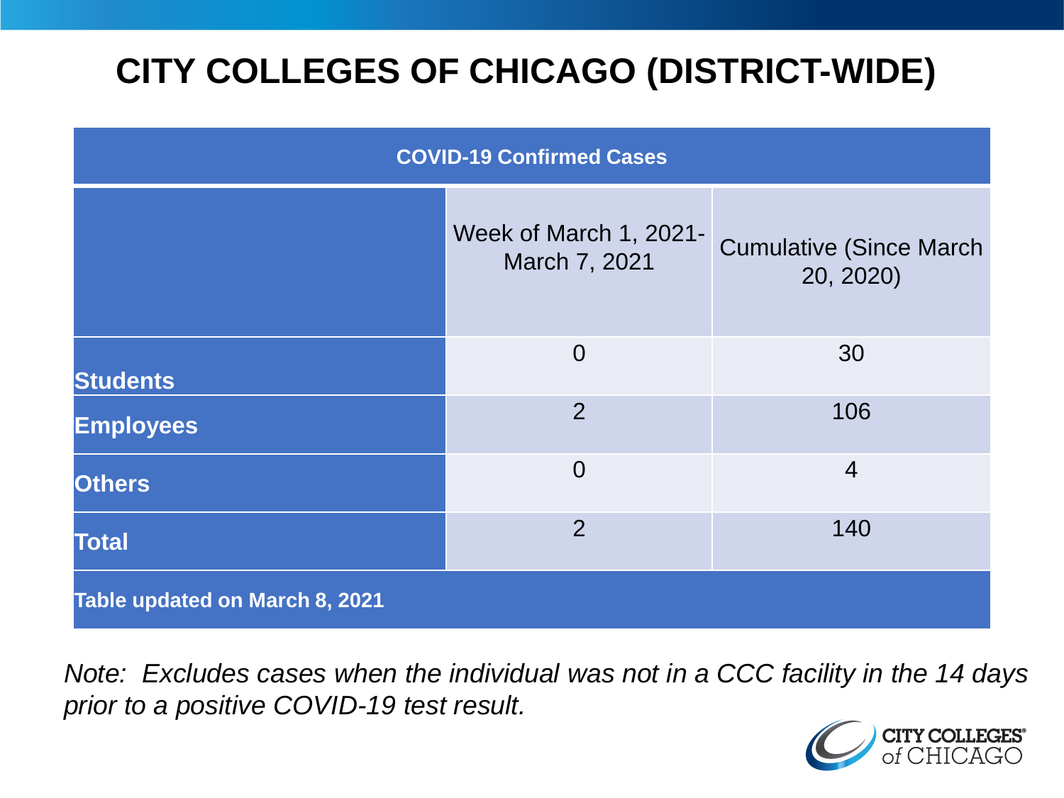# CITY COLLEGES OF CHICAGO (DISTRICT-WIDE)

| COVID-19 Confirmed Cases | | |
|---|---|---|
| | Week of March 1, 2021- March 7, 2021 | Cumulative (Since March 20, 2020) |
| **Students** | 0 | 30 |
| **Employees** | 2 | 106 |
| **Others** | 0 | 4 |
| **Total** | 2 | 140 |
| **Table updated on March 8, 2021** | | |

*Note: Excludes cases when the individual was not in a CCC facility in the 14 days prior to a positive COVID-19 test result.*

CITY COLLEGES of CHICAGO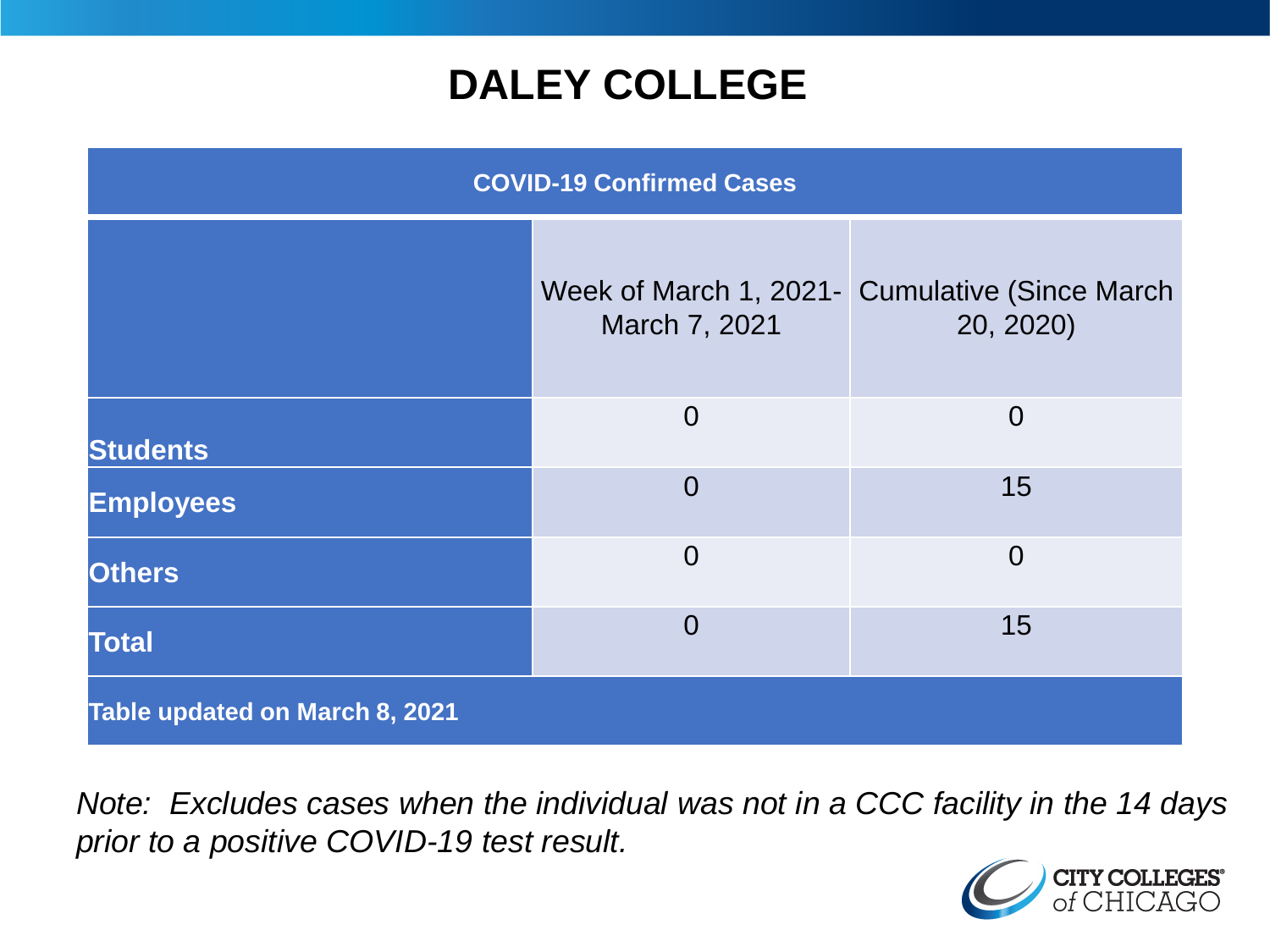# DALEY COLLEGE

| COVID-19 Confirmed Cases | | |
|---|---|---|
| | Week of March 1, 2021- March 7, 2021 | Cumulative (Since March 20, 2020) |
| **Students** | 0 | 0 |
| **Employees** | 0 | 15 |
| **Others** | 0 | 0 |
| **Total** | 0 | 15 |
| **Table updated on March 8, 2021** | | |

*Note: Excludes cases when the individual was not in a CCC facility in the 14 days prior to a positive COVID-19 test result.*

CITY COLLEGES of CHICAGO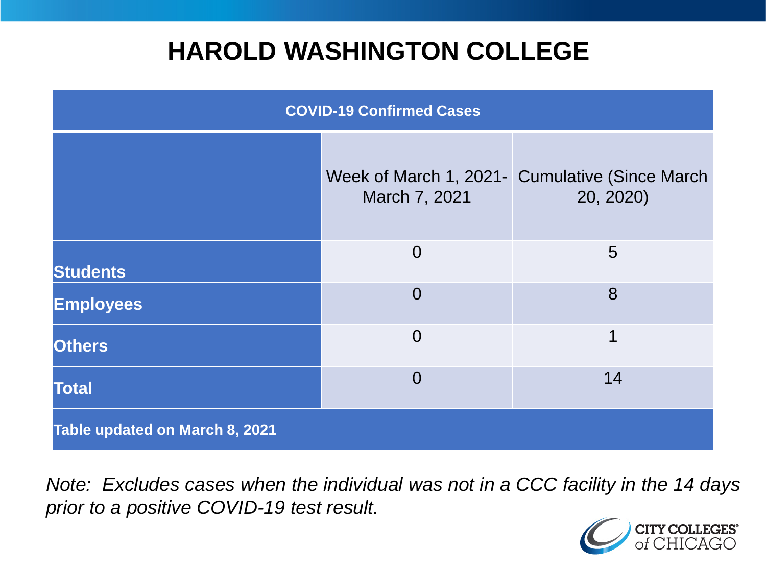# HAROLD WASHINGTON COLLEGE

| COVID-19 Confirmed Cases | | |
|---|---|---|
| | Week of March 1, 2021- March 7, 2021 | Cumulative (Since March 20, 2020) |
| **Students** | 0 | 5 |
| **Employees** | 0 | 8 |
| **Others** | 0 | 1 |
| **Total** | 0 | 14 |
| **Table updated on March 8, 2021** | | |

*Note: Excludes cases when the individual was not in a CCC facility in the 14 days prior to a positive COVID-19 test result.*

CITY COLLEGES of CHICAGO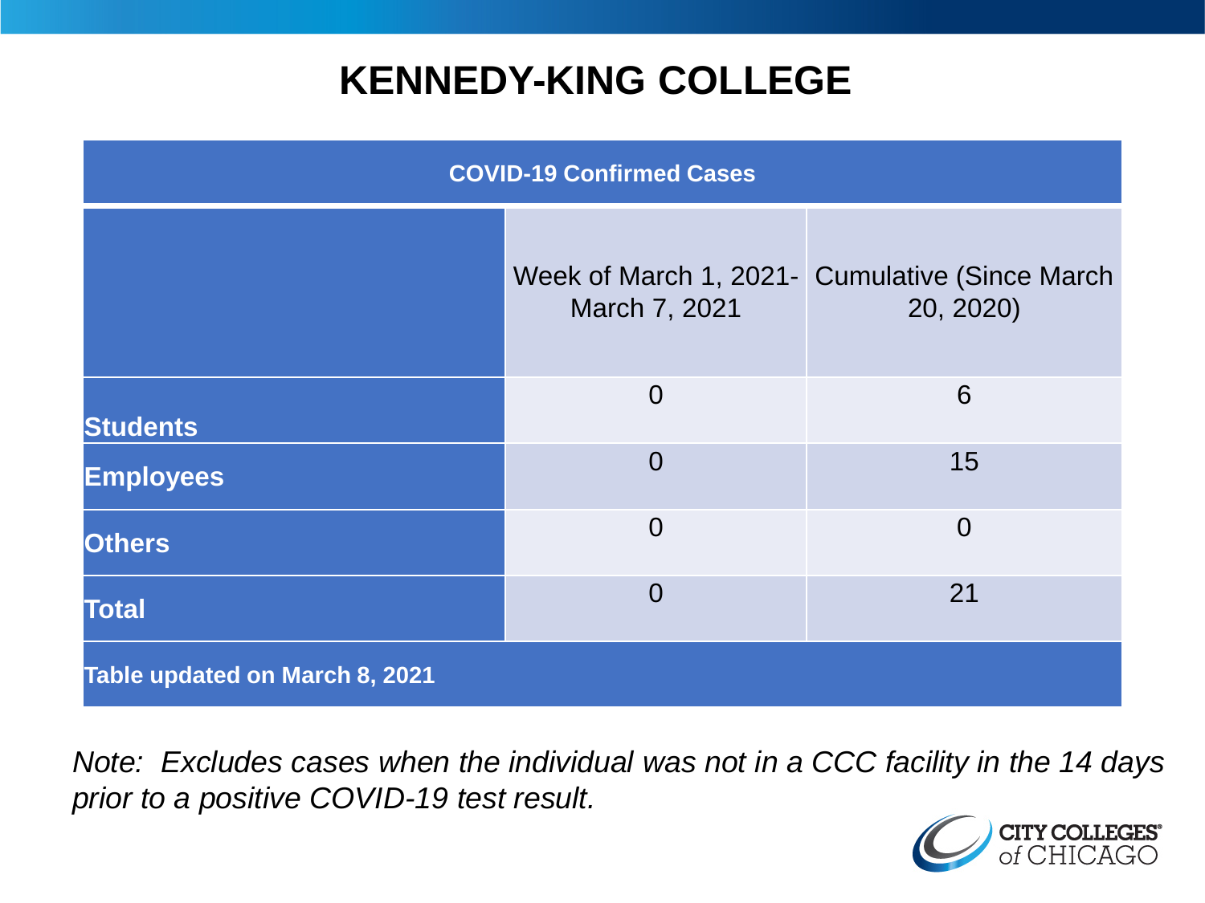# KENNEDY-KING COLLEGE

| COVID-19 Confirmed Cases | | |
|---|---|---|
| | Week of March 1, 2021- March 7, 2021 | Cumulative (Since March 20, 2020) |
| **Students** | 0 | 6 |
| **Employees** | 0 | 15 |
| **Others** | 0 | 0 |
| **Total** | 0 | 21 |
| **Table updated on March 8, 2021** | | |

*Note: Excludes cases when the individual was not in a CCC facility in the 14 days prior to a positive COVID-19 test result.*

CITY COLLEGES of CHICAGO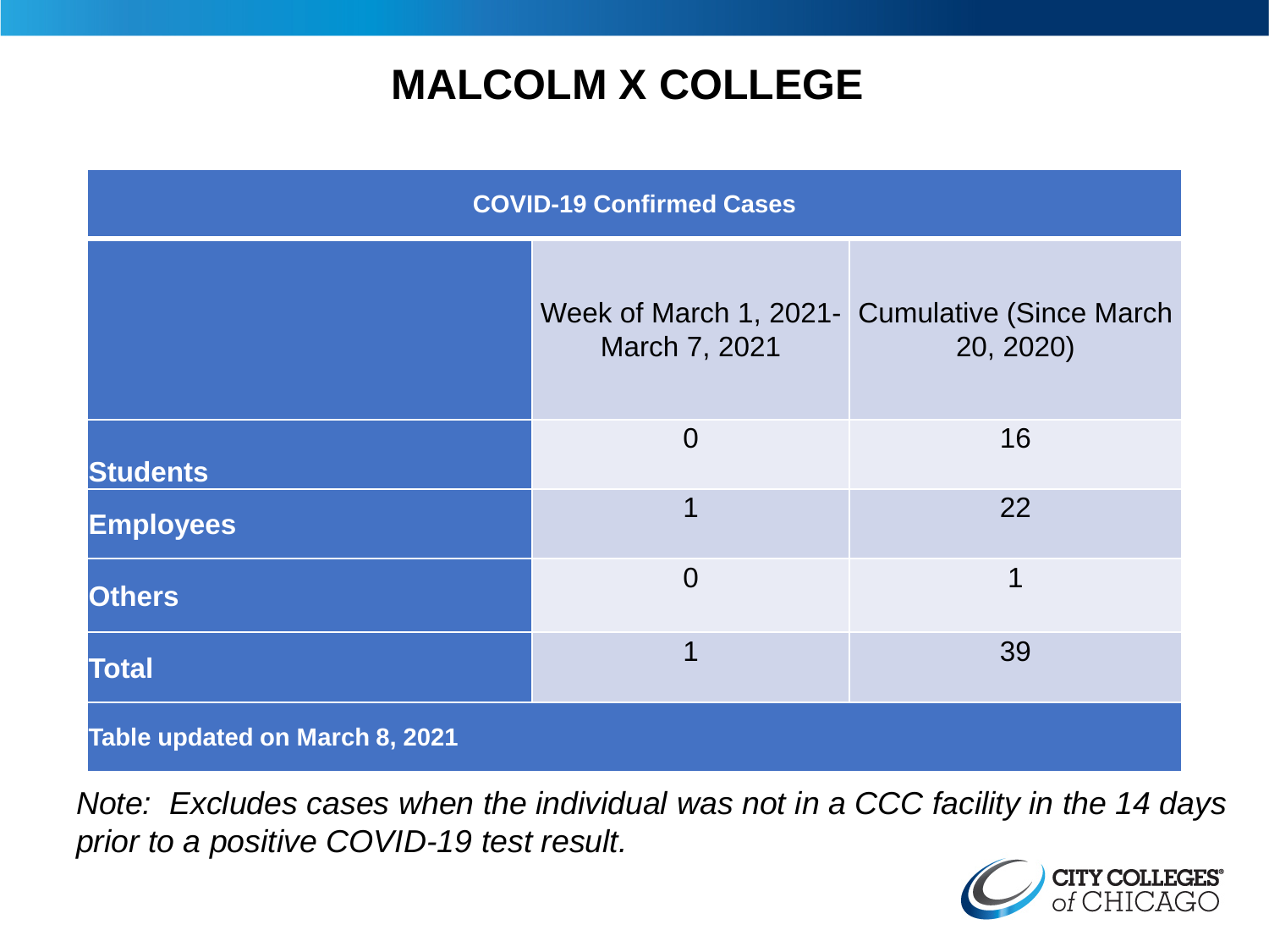# MALCOLM X COLLEGE

| COVID-19 Confirmed Cases | | |
|---|---|---|
| | Week of March 1, 2021- March 7, 2021 | Cumulative (Since March 20, 2020) |
| **Students** | 0 | 16 |
| **Employees** | 1 | 22 |
| **Others** | 0 | 1 |
| **Total** | 1 | 39 |

**Table updated on March 8, 2021**

*Note: Excludes cases when the individual was not in a CCC facility in the 14 days prior to a positive COVID-19 test result.*

CITY COLLEGES of CHICAGO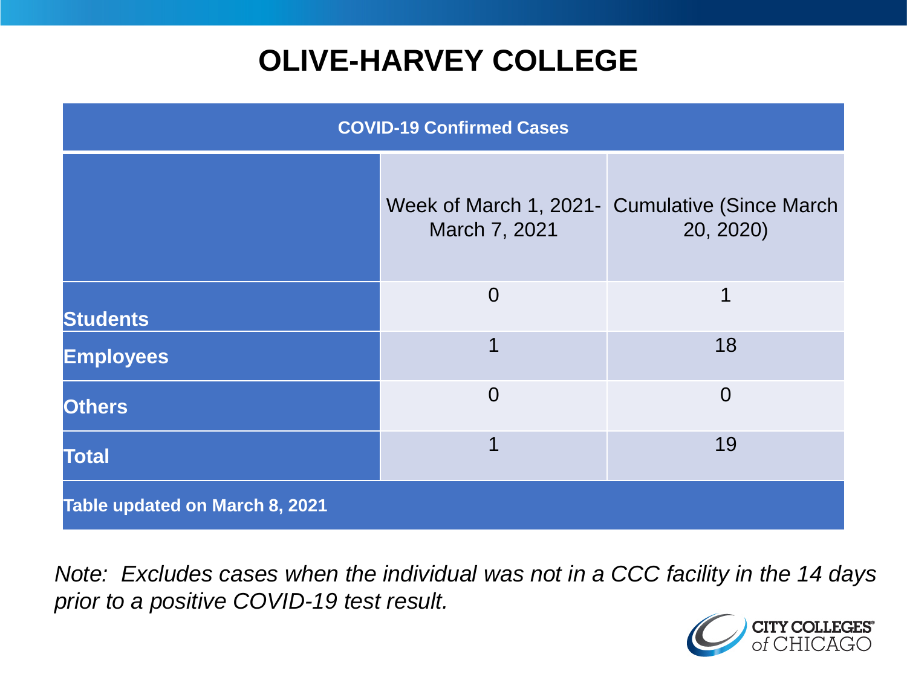# OLIVE-HARVEY COLLEGE

| COVID-19 Confirmed Cases | | |
|---|---|---|
| | Week of March 1, 2021- March 7, 2021 | Cumulative (Since March 20, 2020) |
| **Students** | 0 | 1 |
| **Employees** | 1 | 18 |
| **Others** | 0 | 0 |
| **Total** | 1 | 19 |
| **Table updated on March 8, 2021** | | |

*Note: Excludes cases when the individual was not in a CCC facility in the 14 days prior to a positive COVID-19 test result.*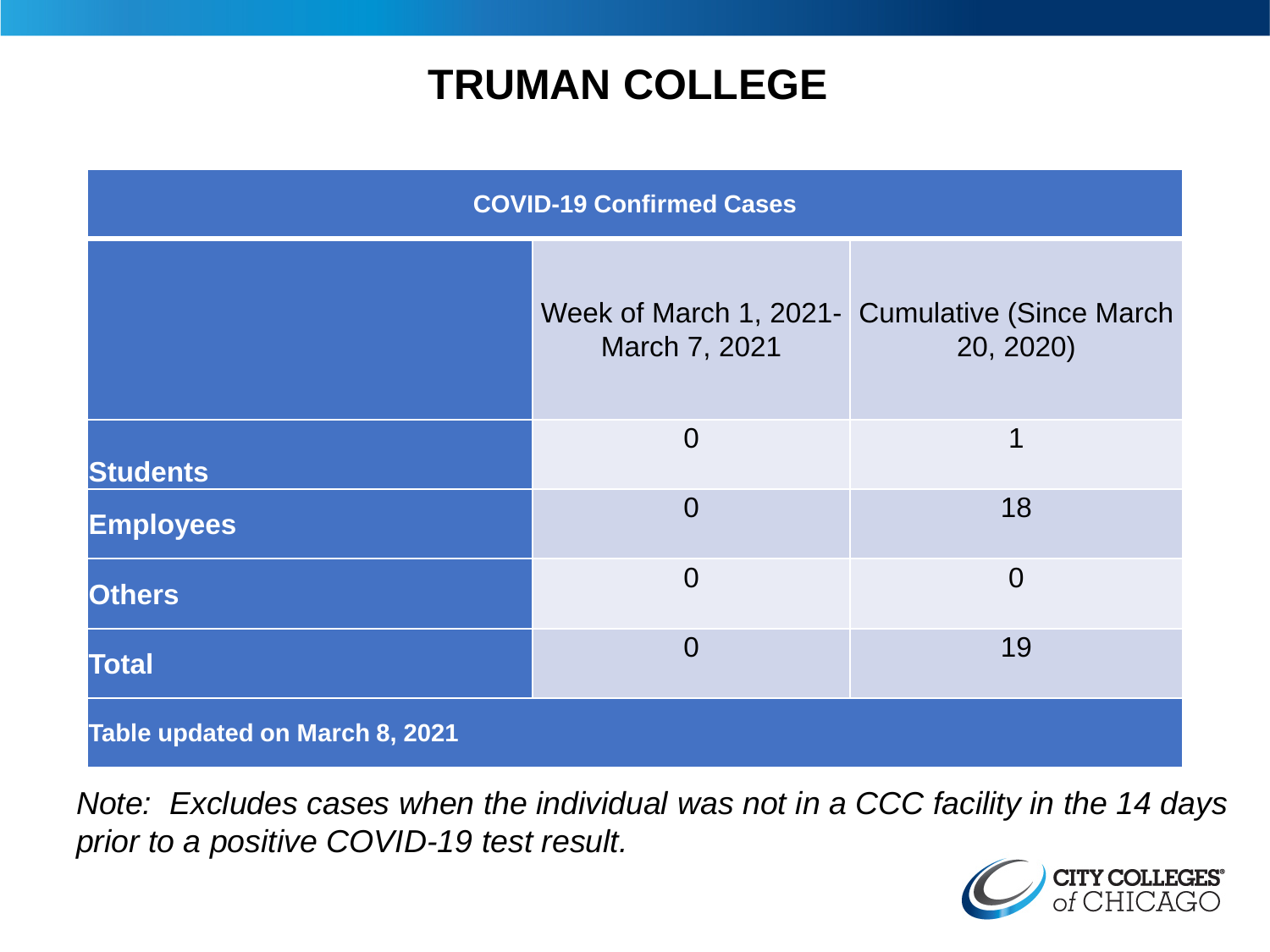# TRUMAN COLLEGE

| COVID-19 Confirmed Cases | | |
|---|---|---|
| | Week of March 1, 2021- March 7, 2021 | Cumulative (Since March 20, 2020) |
| **Students** | 0 | 1 |
| **Employees** | 0 | 18 |
| **Others** | 0 | 0 |
| **Total** | 0 | 19 |
| **Table updated on March 8, 2021** | | |

*Note: Excludes cases when the individual was not in a CCC facility in the 14 days prior to a positive COVID-19 test result.*

CITY COLLEGES of CHICAGO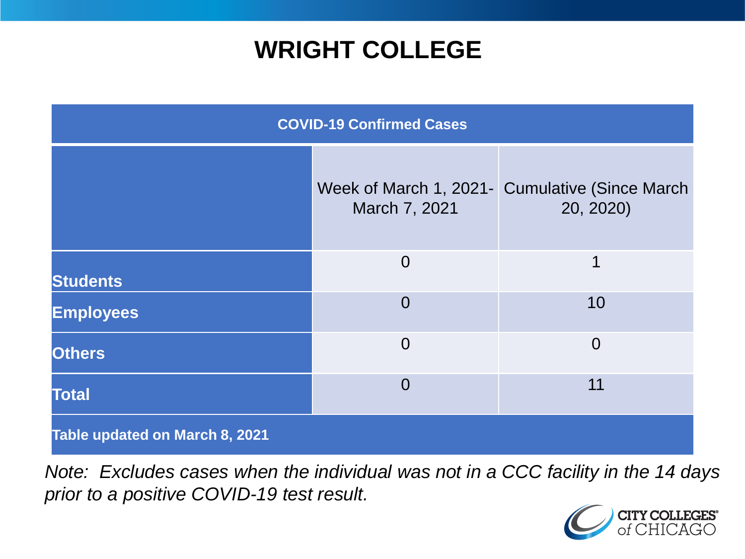# WRIGHT COLLEGE

| COVID-19 Confirmed Cases | | |
|---|---|---|
| | Week of March 1, 2021- March 7, 2021 | Cumulative (Since March 20, 2020) |
| **Students** | 0 | 1 |
| **Employees** | 0 | 10 |
| **Others** | 0 | 0 |
| **Total** | 0 | 11 |
| **Table updated on March 8, 2021** | | |

*Note: Excludes cases when the individual was not in a CCC facility in the 14 days prior to a positive COVID-19 test result.*

CITY COLLEGES of CHICAGO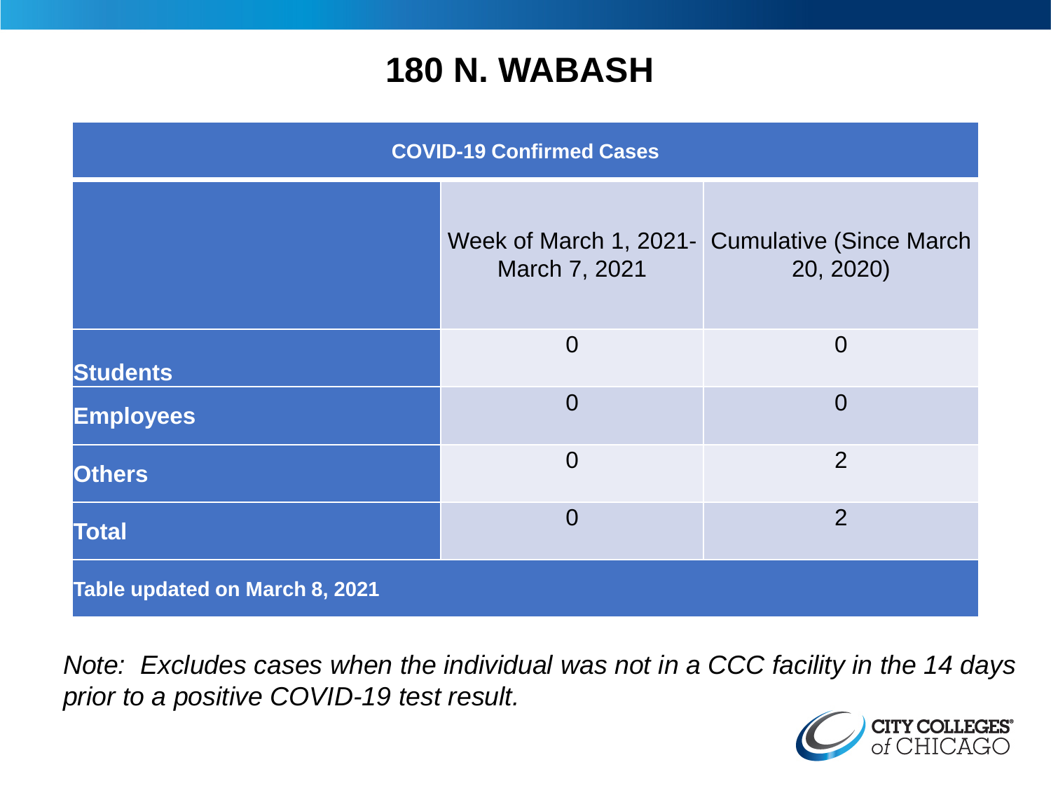# 180 N. WABASH

| COVID-19 Confirmed Cases | | |
|---|---|---|
| | Week of March 1, 2021- March 7, 2021 | Cumulative (Since March 20, 2020) |
| **Students** | 0 | 0 |
| **Employees** | 0 | 0 |
| **Others** | 0 | 2 |
| **Total** | 0 | 2 |
| **Table updated on March 8, 2021** | | |

*Note: Excludes cases when the individual was not in a CCC facility in the 14 days prior to a positive COVID-19 test result.*

CITY COLLEGES of CHICAGO